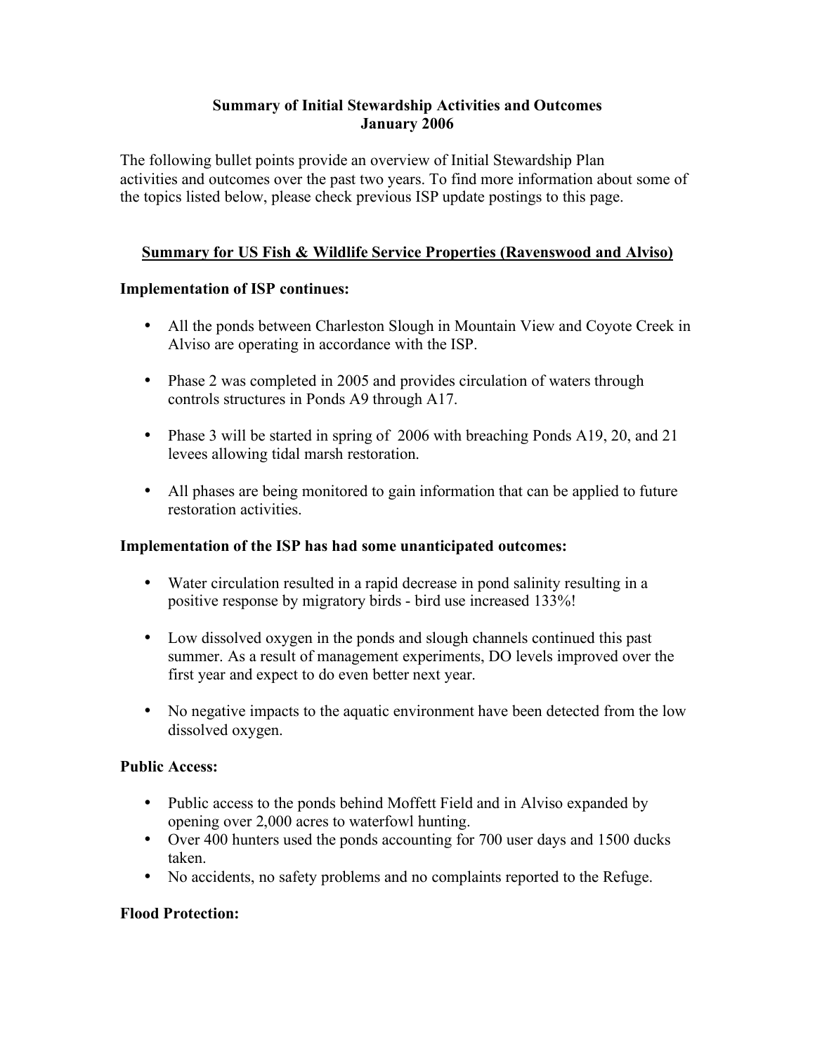# Summary of Initial Stewardship Activities and Outcomes
# January 2006

The following bullet points provide an overview of Initial Stewardship Plan activities and outcomes over the past two years. To find more information about some of the topics listed below, please check previous ISP update postings to this page.

## <u>Summary for US Fish & Wildlife Service Properties (Ravenswood and Alviso)</u>

### Implementation of ISP continues:

- All the ponds between Charleston Slough in Mountain View and Coyote Creek in Alviso are operating in accordance with the ISP.
- Phase 2 was completed in 2005 and provides circulation of waters through controls structures in Ponds A9 through A17.
- Phase 3 will be started in spring of 2006 with breaching Ponds A19, 20, and 21 levees allowing tidal marsh restoration.
- All phases are being monitored to gain information that can be applied to future restoration activities.

### Implementation of the ISP has had some unanticipated outcomes:

- Water circulation resulted in a rapid decrease in pond salinity resulting in a positive response by migratory birds - bird use increased 133%!
- Low dissolved oxygen in the ponds and slough channels continued this past summer. As a result of management experiments, DO levels improved over the first year and expect to do even better next year.
- No negative impacts to the aquatic environment have been detected from the low dissolved oxygen.

### Public Access:

- Public access to the ponds behind Moffett Field and in Alviso expanded by opening over 2,000 acres to waterfowl hunting.
- Over 400 hunters used the ponds accounting for 700 user days and 1500 ducks taken.
- No accidents, no safety problems and no complaints reported to the Refuge.

### Flood Protection: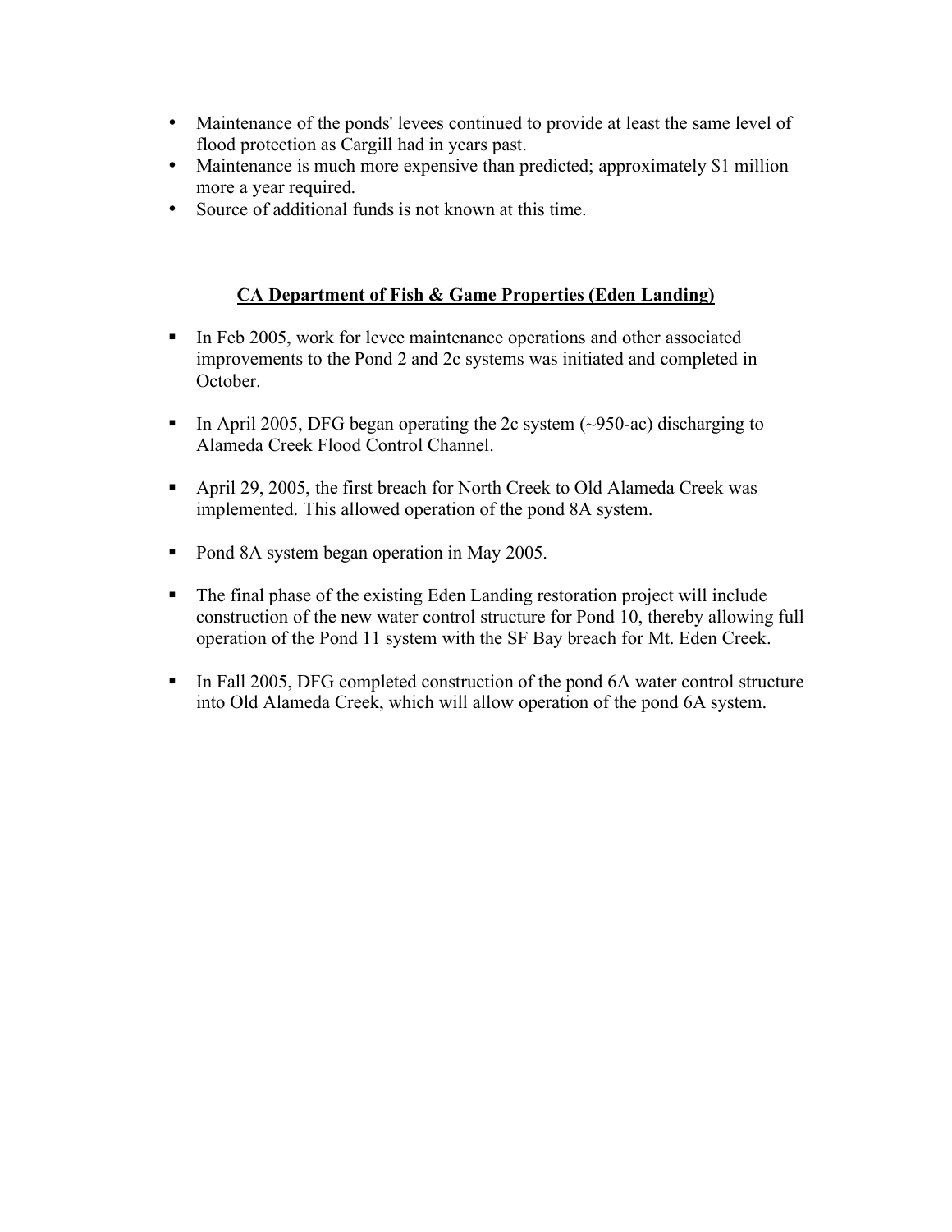- Maintenance of the ponds' levees continued to provide at least the same level of flood protection as Cargill had in years past.
- Maintenance is much more expensive than predicted; approximately $1 million more a year required.
- Source of additional funds is not known at this time.

## CA Department of Fish & Game Properties (Eden Landing)

- In Feb 2005, work for levee maintenance operations and other associated improvements to the Pond 2 and 2c systems was initiated and completed in October.

- In April 2005, DFG began operating the 2c system (~950-ac) discharging to Alameda Creek Flood Control Channel.

- April 29, 2005, the first breach for North Creek to Old Alameda Creek was implemented. This allowed operation of the pond 8A system.

- Pond 8A system began operation in May 2005.

- The final phase of the existing Eden Landing restoration project will include construction of the new water control structure for Pond 10, thereby allowing full operation of the Pond 11 system with the SF Bay breach for Mt. Eden Creek.

- In Fall 2005, DFG completed construction of the pond 6A water control structure into Old Alameda Creek, which will allow operation of the pond 6A system.